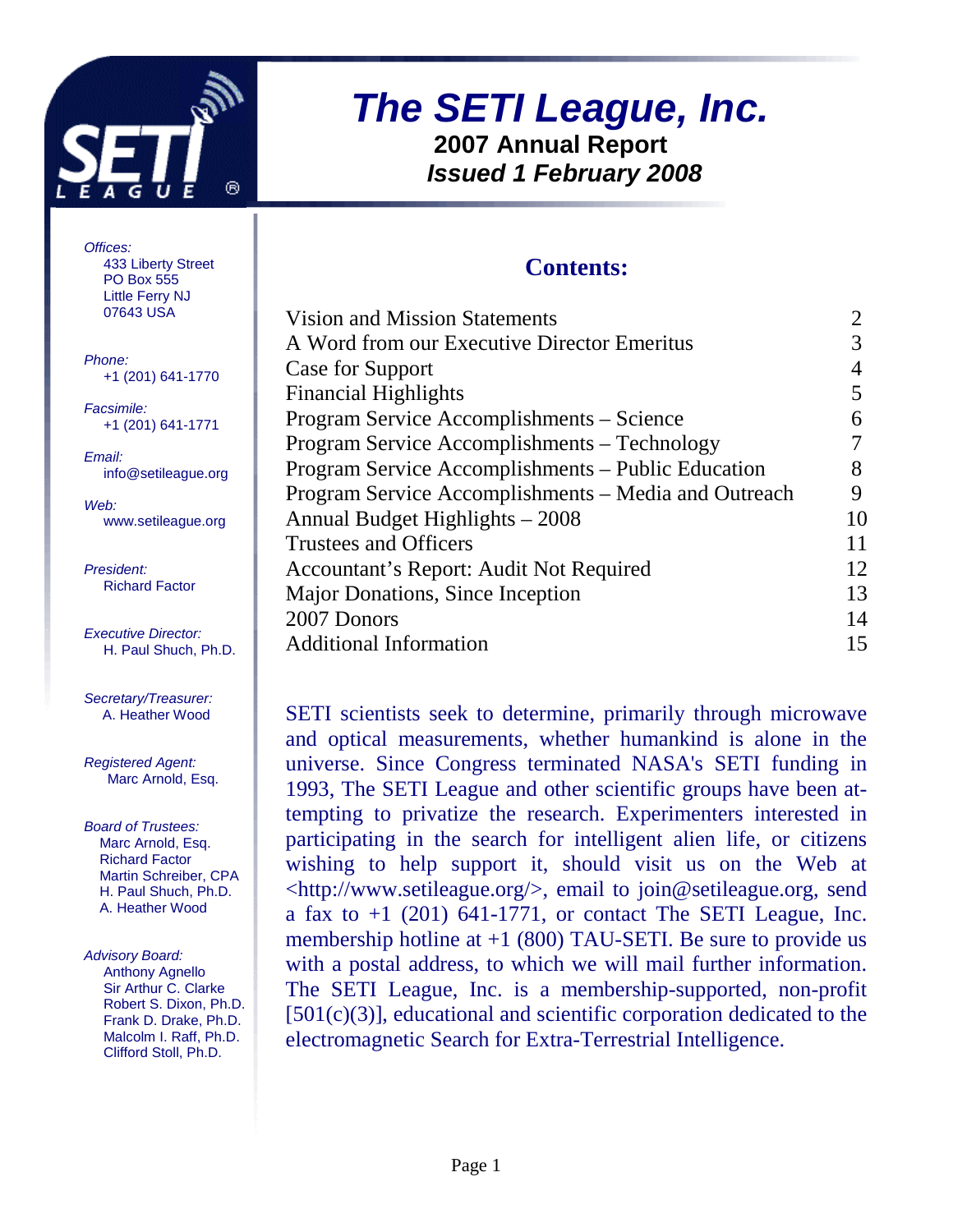# The SETI League, Inc.

## 2007 Annual Report

***Issued 1 February 2008***

*Offices:*
433 Liberty Street
PO Box 555
Little Ferry NJ
07643 USA

*Phone:*
+1 (201) 641-1770

*Facsimile:*
+1 (201) 641-1771

*Email:*
info@setileague.org

*Web:*
www.setileague.org

*President:*
Richard Factor

*Executive Director:*
H. Paul Shuch, Ph.D.

*Secretary/Treasurer:*
A. Heather Wood

*Registered Agent:*
Marc Arnold, Esq.

*Board of Trustees:*
Marc Arnold, Esq.
Richard Factor
Martin Schreiber, CPA
H. Paul Shuch, Ph.D.
A. Heather Wood

*Advisory Board:*
Anthony Agnello
Sir Arthur C. Clarke
Robert S. Dixon, Ph.D.
Frank D. Drake, Ph.D.
Malcolm I. Raff, Ph.D.
Clifford Stoll, Ph.D.

## Contents:

| | |
|---|---|
| Vision and Mission Statements | 2 |
| A Word from our Executive Director Emeritus | 3 |
| Case for Support | 4 |
| Financial Highlights | 5 |
| Program Service Accomplishments – Science | 6 |
| Program Service Accomplishments – Technology | 7 |
| Program Service Accomplishments – Public Education | 8 |
| Program Service Accomplishments – Media and Outreach | 9 |
| Annual Budget Highlights – 2008 | 10 |
| Trustees and Officers | 11 |
| Accountant's Report: Audit Not Required | 12 |
| Major Donations, Since Inception | 13 |
| 2007 Donors | 14 |
| Additional Information | 15 |

SETI scientists seek to determine, primarily through microwave and optical measurements, whether humankind is alone in the universe. Since Congress terminated NASA's SETI funding in 1993, The SETI League and other scientific groups have been attempting to privatize the research. Experimenters interested in participating in the search for intelligent alien life, or citizens wishing to help support it, should visit us on the Web at <http://www.setileague.org/>, email to join@setileague.org, send a fax to +1 (201) 641-1771, or contact The SETI League, Inc. membership hotline at +1 (800) TAU-SETI. Be sure to provide us with a postal address, to which we will mail further information. The SETI League, Inc. is a membership-supported, non-profit [501(c)(3)], educational and scientific corporation dedicated to the electromagnetic Search for Extra-Terrestrial Intelligence.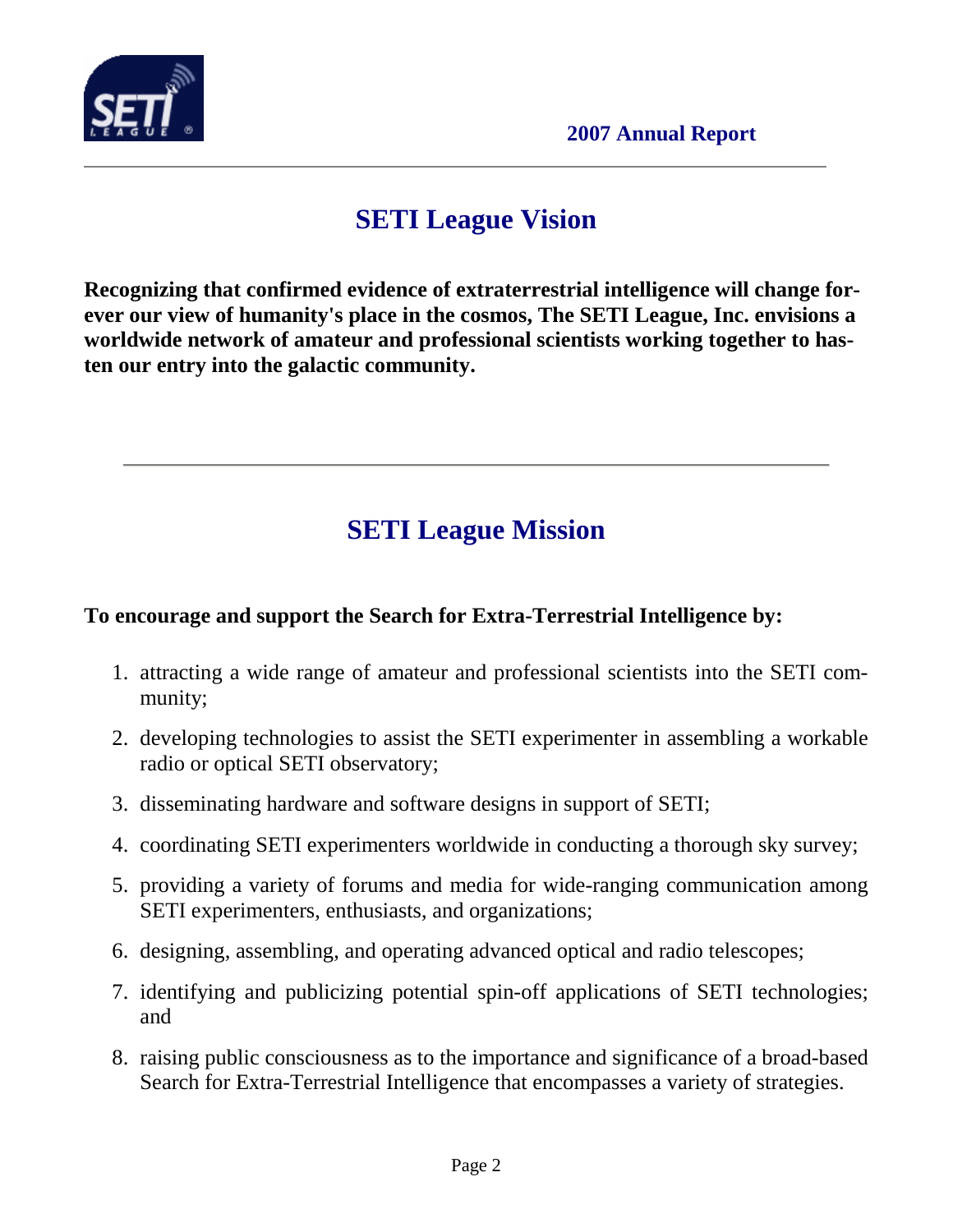## SETI League Vision

**Recognizing that confirmed evidence of extraterrestrial intelligence will change forever our view of humanity's place in the cosmos, The SETI League, Inc. envisions a worldwide network of amateur and professional scientists working together to hasten our entry into the galactic community.**

---

## SETI League Mission

**To encourage and support the Search for Extra-Terrestrial Intelligence by:**

1. attracting a wide range of amateur and professional scientists into the SETI community;
2. developing technologies to assist the SETI experimenter in assembling a workable radio or optical SETI observatory;
3. disseminating hardware and software designs in support of SETI;
4. coordinating SETI experimenters worldwide in conducting a thorough sky survey;
5. providing a variety of forums and media for wide-ranging communication among SETI experimenters, enthusiasts, and organizations;
6. designing, assembling, and operating advanced optical and radio telescopes;
7. identifying and publicizing potential spin-off applications of SETI technologies; and
8. raising public consciousness as to the importance and significance of a broad-based Search for Extra-Terrestrial Intelligence that encompasses a variety of strategies.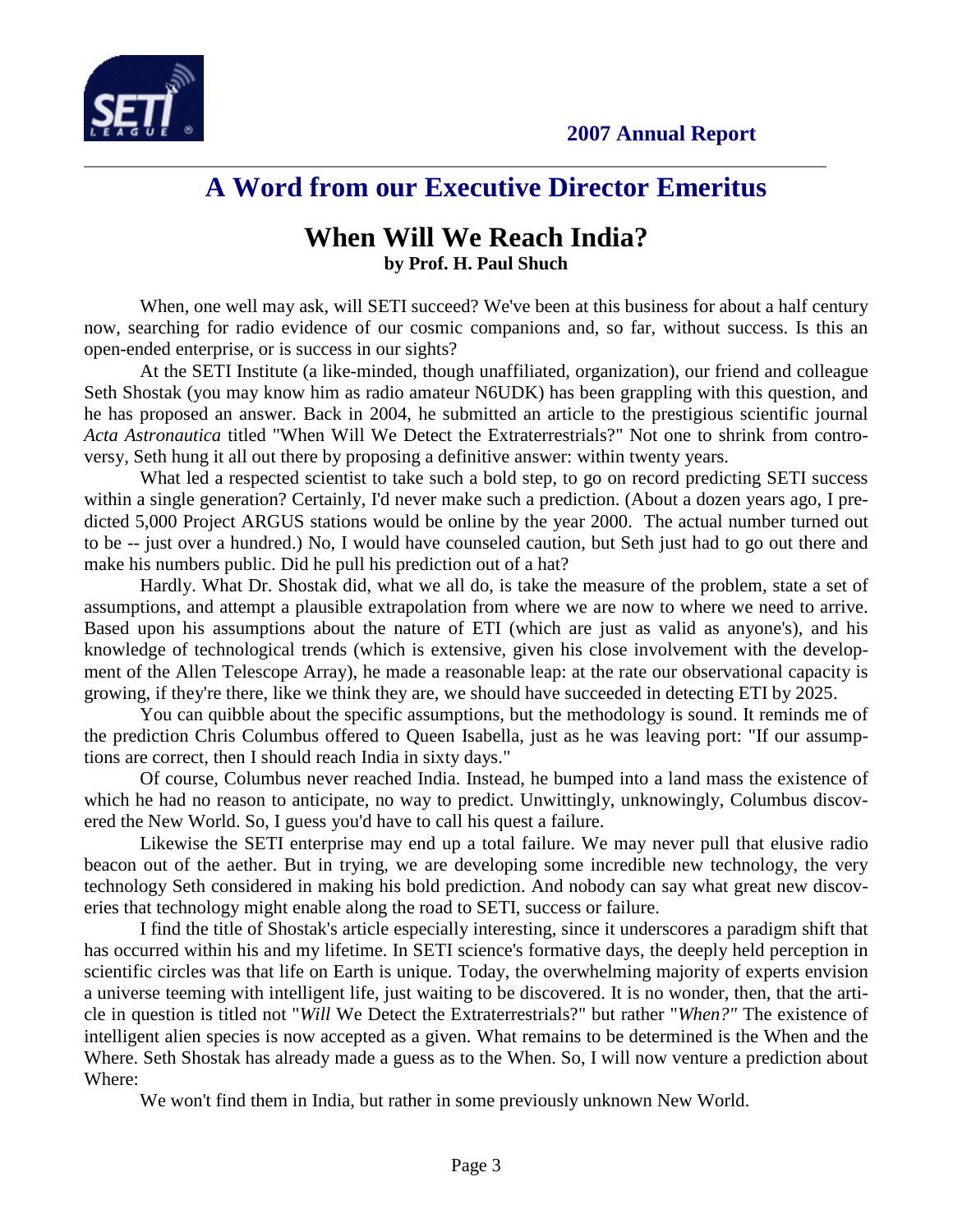# A Word from our Executive Director Emeritus

## When Will We Reach India?

**by Prof. H. Paul Shuch**

When, one well may ask, will SETI succeed? We've been at this business for about a half century now, searching for radio evidence of our cosmic companions and, so far, without success. Is this an open-ended enterprise, or is success in our sights?

At the SETI Institute (a like-minded, though unaffiliated, organization), our friend and colleague Seth Shostak (you may know him as radio amateur N6UDK) has been grappling with this question, and he has proposed an answer. Back in 2004, he submitted an article to the prestigious scientific journal *Acta Astronautica* titled "When Will We Detect the Extraterrestrials?" Not one to shrink from controversy, Seth hung it all out there by proposing a definitive answer: within twenty years.

What led a respected scientist to take such a bold step, to go on record predicting SETI success within a single generation? Certainly, I'd never make such a prediction. (About a dozen years ago, I predicted 5,000 Project ARGUS stations would be online by the year 2000. The actual number turned out to be -- just over a hundred.) No, I would have counseled caution, but Seth just had to go out there and make his numbers public. Did he pull his prediction out of a hat?

Hardly. What Dr. Shostak did, what we all do, is take the measure of the problem, state a set of assumptions, and attempt a plausible extrapolation from where we are now to where we need to arrive. Based upon his assumptions about the nature of ETI (which are just as valid as anyone's), and his knowledge of technological trends (which is extensive, given his close involvement with the development of the Allen Telescope Array), he made a reasonable leap: at the rate our observational capacity is growing, if they're there, like we think they are, we should have succeeded in detecting ETI by 2025.

You can quibble about the specific assumptions, but the methodology is sound. It reminds me of the prediction Chris Columbus offered to Queen Isabella, just as he was leaving port: "If our assumptions are correct, then I should reach India in sixty days."

Of course, Columbus never reached India. Instead, he bumped into a land mass the existence of which he had no reason to anticipate, no way to predict. Unwittingly, unknowingly, Columbus discovered the New World. So, I guess you'd have to call his quest a failure.

Likewise the SETI enterprise may end up a total failure. We may never pull that elusive radio beacon out of the aether. But in trying, we are developing some incredible new technology, the very technology Seth considered in making his bold prediction. And nobody can say what great new discoveries that technology might enable along the road to SETI, success or failure.

I find the title of Shostak's article especially interesting, since it underscores a paradigm shift that has occurred within his and my lifetime. In SETI science's formative days, the deeply held perception in scientific circles was that life on Earth is unique. Today, the overwhelming majority of experts envision a universe teeming with intelligent life, just waiting to be discovered. It is no wonder, then, that the article in question is titled not "*Will* We Detect the Extraterrestrials?" but rather "*When?*" The existence of intelligent alien species is now accepted as a given. What remains to be determined is the When and the Where. Seth Shostak has already made a guess as to the When. So, I will now venture a prediction about Where:

We won't find them in India, but rather in some previously unknown New World.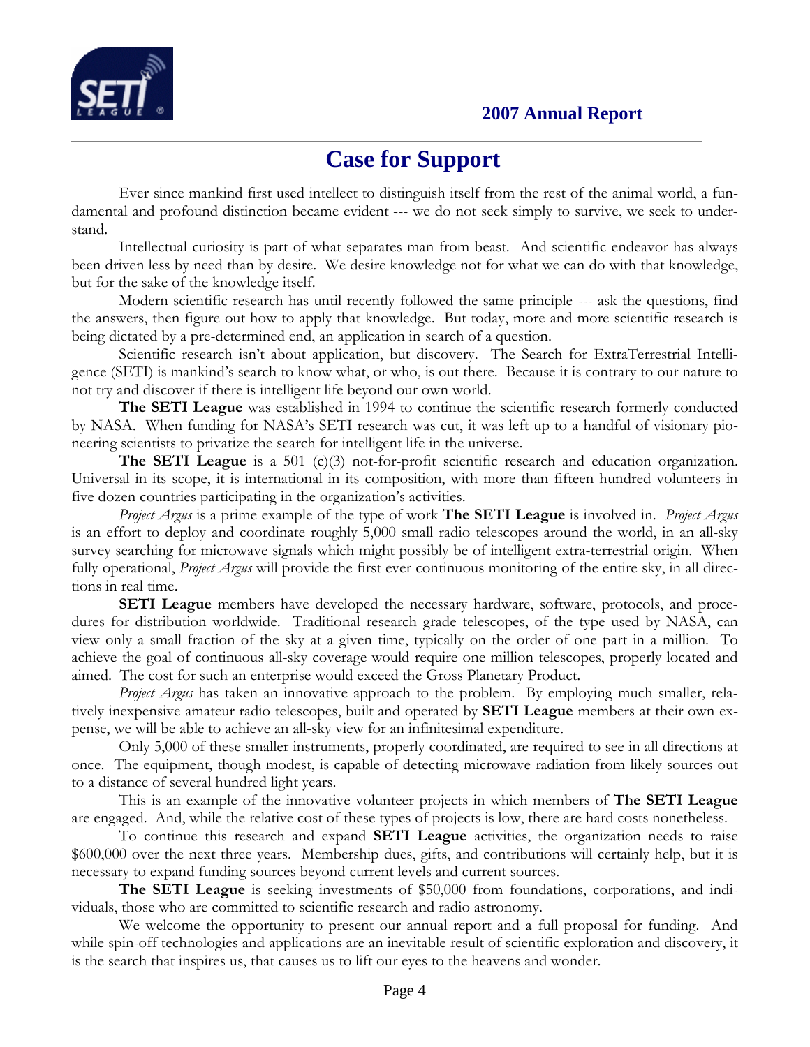# Case for Support

Ever since mankind first used intellect to distinguish itself from the rest of the animal world, a fundamental and profound distinction became evident --- we do not seek simply to survive, we seek to understand.

Intellectual curiosity is part of what separates man from beast. And scientific endeavor has always been driven less by need than by desire. We desire knowledge not for what we can do with that knowledge, but for the sake of the knowledge itself.

Modern scientific research has until recently followed the same principle --- ask the questions, find the answers, then figure out how to apply that knowledge. But today, more and more scientific research is being dictated by a pre-determined end, an application in search of a question.

Scientific research isn't about application, but discovery. The Search for ExtraTerrestrial Intelligence (SETI) is mankind's search to know what, or who, is out there. Because it is contrary to our nature to not try and discover if there is intelligent life beyond our own world.

**The SETI League** was established in 1994 to continue the scientific research formerly conducted by NASA. When funding for NASA's SETI research was cut, it was left up to a handful of visionary pioneering scientists to privatize the search for intelligent life in the universe.

**The SETI League** is a 501 (c)(3) not-for-profit scientific research and education organization. Universal in its scope, it is international in its composition, with more than fifteen hundred volunteers in five dozen countries participating in the organization's activities.

*Project Argus* is a prime example of the type of work **The SETI League** is involved in. *Project Argus* is an effort to deploy and coordinate roughly 5,000 small radio telescopes around the world, in an all-sky survey searching for microwave signals which might possibly be of intelligent extra-terrestrial origin. When fully operational, *Project Argus* will provide the first ever continuous monitoring of the entire sky, in all directions in real time.

**SETI League** members have developed the necessary hardware, software, protocols, and procedures for distribution worldwide. Traditional research grade telescopes, of the type used by NASA, can view only a small fraction of the sky at a given time, typically on the order of one part in a million. To achieve the goal of continuous all-sky coverage would require one million telescopes, properly located and aimed. The cost for such an enterprise would exceed the Gross Planetary Product.

*Project Argus* has taken an innovative approach to the problem. By employing much smaller, relatively inexpensive amateur radio telescopes, built and operated by **SETI League** members at their own expense, we will be able to achieve an all-sky view for an infinitesimal expenditure.

Only 5,000 of these smaller instruments, properly coordinated, are required to see in all directions at once. The equipment, though modest, is capable of detecting microwave radiation from likely sources out to a distance of several hundred light years.

This is an example of the innovative volunteer projects in which members of **The SETI League** are engaged. And, while the relative cost of these types of projects is low, there are hard costs nonetheless.

To continue this research and expand **SETI League** activities, the organization needs to raise $600,000 over the next three years. Membership dues, gifts, and contributions will certainly help, but it is necessary to expand funding sources beyond current levels and current sources.

**The SETI League** is seeking investments of $50,000 from foundations, corporations, and individuals, those who are committed to scientific research and radio astronomy.

We welcome the opportunity to present our annual report and a full proposal for funding. And while spin-off technologies and applications are an inevitable result of scientific exploration and discovery, it is the search that inspires us, that causes us to lift our eyes to the heavens and wonder.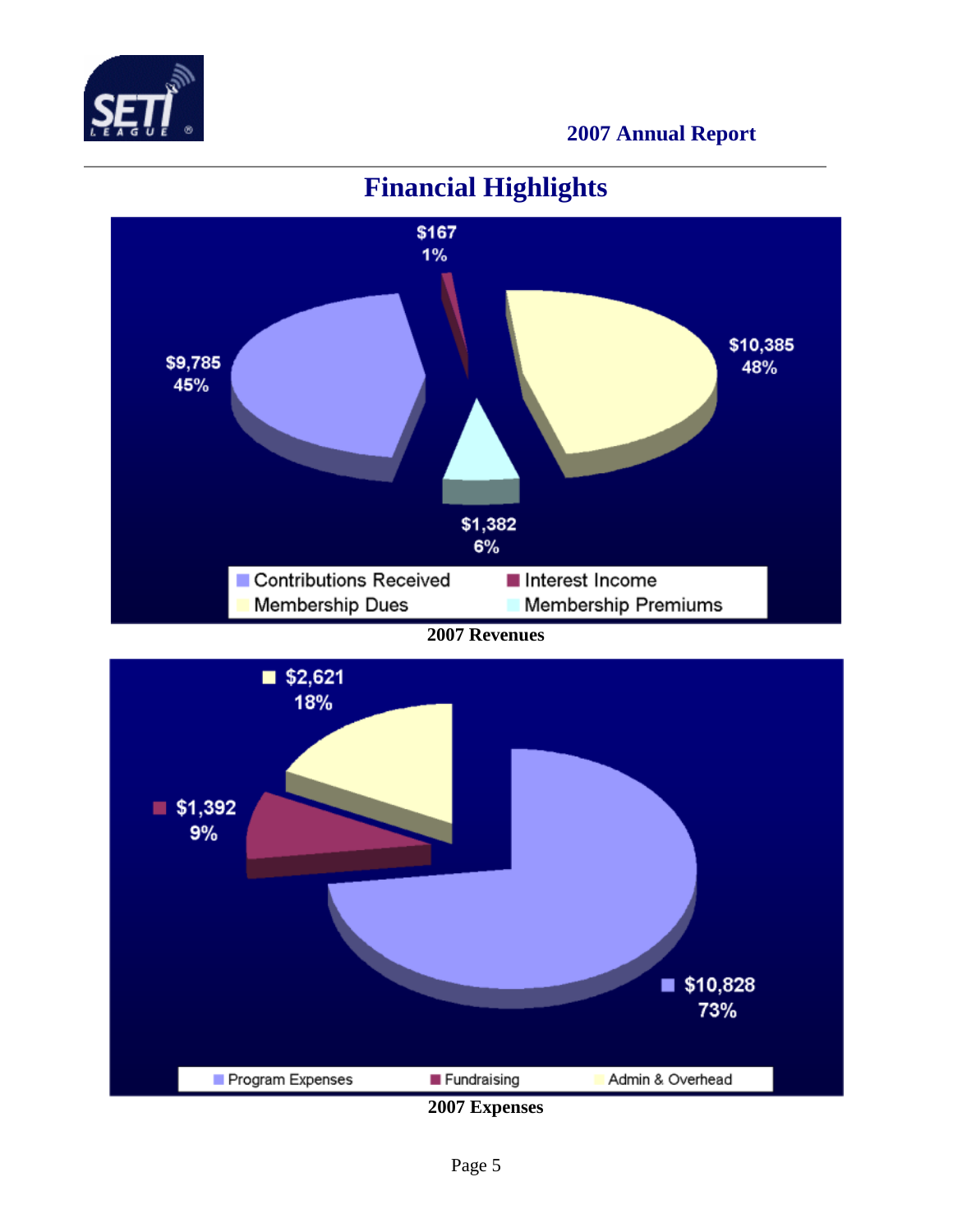# Financial Highlights

| Revenue Source | Amount | Percent |
|---|---|---|
| Contributions Received | $9,785 | 45% |
| Interest Income | $167 | 1% |
| Membership Dues | $10,385 | 48% |
| Membership Premiums | $1,382 | 6% |

**2007 Revenues**

| Expense Category | Amount | Percent |
|---|---|---|
| Program Expenses | $10,828 | 73% |
| Fundraising | $1,392 | 9% |
| Admin & Overhead | $2,621 | 18% |

**2007 Expenses**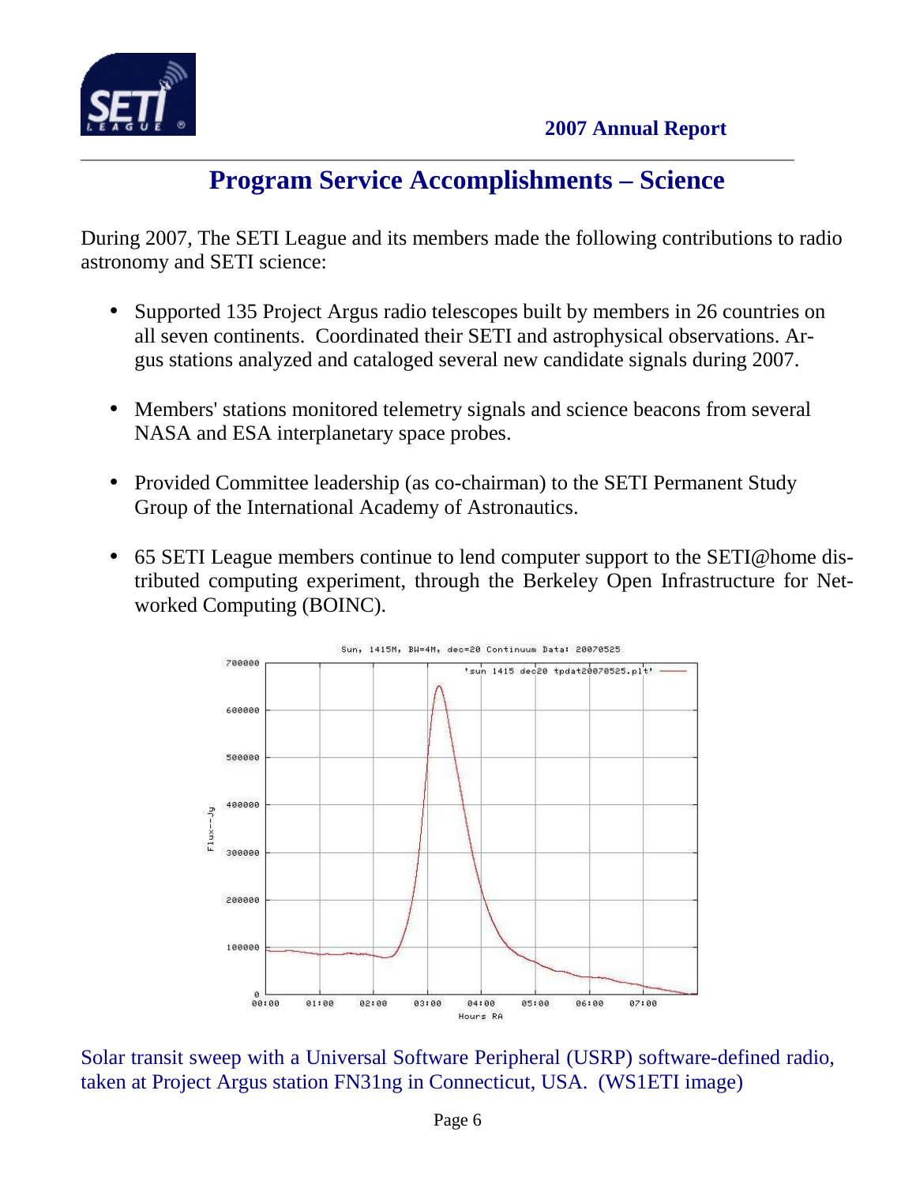# Program Service Accomplishments – Science

During 2007, The SETI League and its members made the following contributions to radio astronomy and SETI science:

- Supported 135 Project Argus radio telescopes built by members in 26 countries on all seven continents. Coordinated their SETI and astrophysical observations. Argus stations analyzed and cataloged several new candidate signals during 2007.

- Members' stations monitored telemetry signals and science beacons from several NASA and ESA interplanetary space probes.

- Provided Committee leadership (as co-chairman) to the SETI Permanent Study Group of the International Academy of Astronautics.

- 65 SETI League members continue to lend computer support to the SETI@home distributed computing experiment, through the Berkeley Open Infrastructure for Networked Computing (BOINC).

Solar transit sweep with a Universal Software Peripheral (USRP) software-defined radio, taken at Project Argus station FN31ng in Connecticut, USA. (WS1ETI image)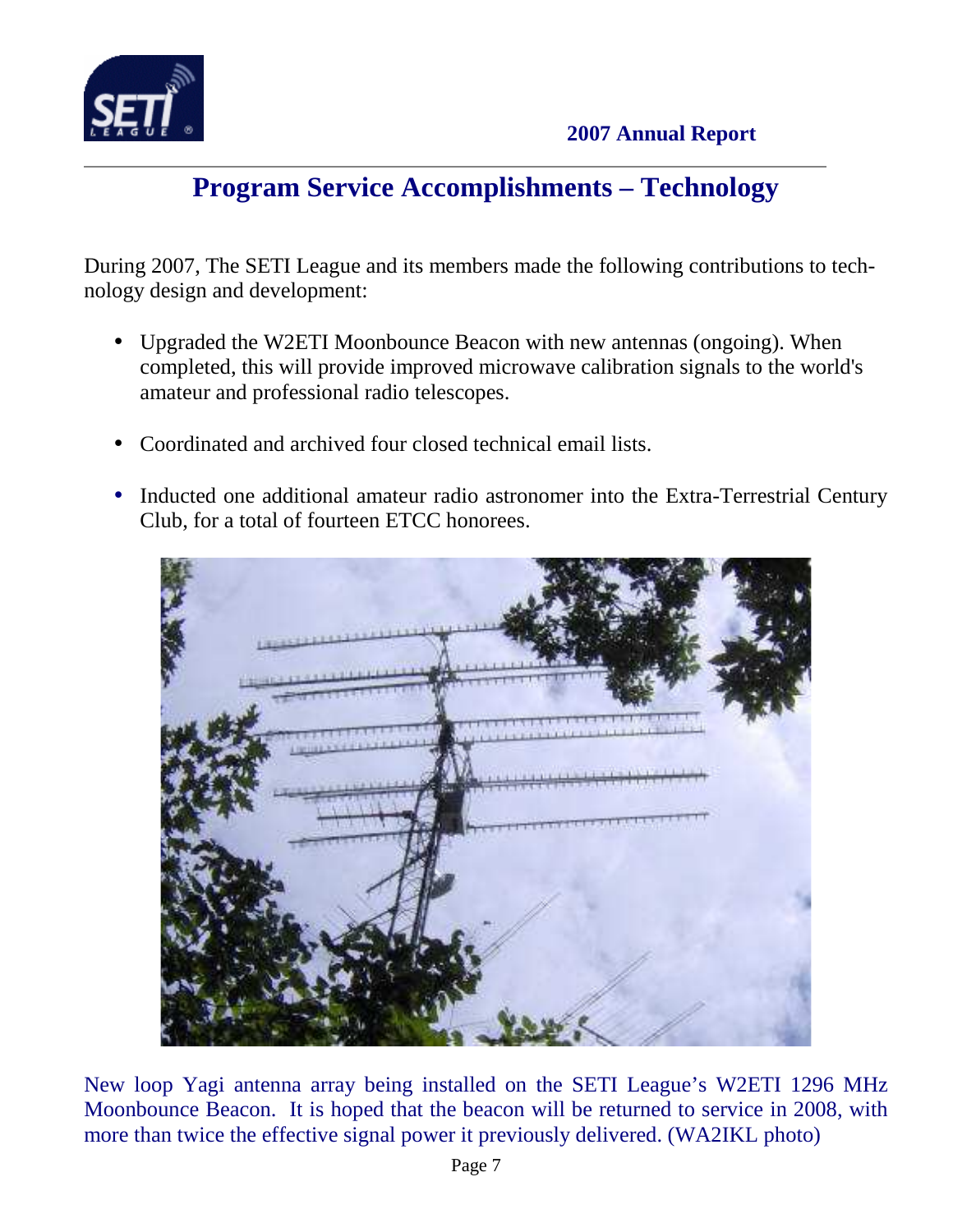## Program Service Accomplishments – Technology

During 2007, The SETI League and its members made the following contributions to technology design and development:

- Upgraded the W2ETI Moonbounce Beacon with new antennas (ongoing). When completed, this will provide improved microwave calibration signals to the world's amateur and professional radio telescopes.
- Coordinated and archived four closed technical email lists.
- Inducted one additional amateur radio astronomer into the Extra-Terrestrial Century Club, for a total of fourteen ETCC honorees.

New loop Yagi antenna array being installed on the SETI League's W2ETI 1296 MHz Moonbounce Beacon. It is hoped that the beacon will be returned to service in 2008, with more than twice the effective signal power it previously delivered. (WA2IKL photo)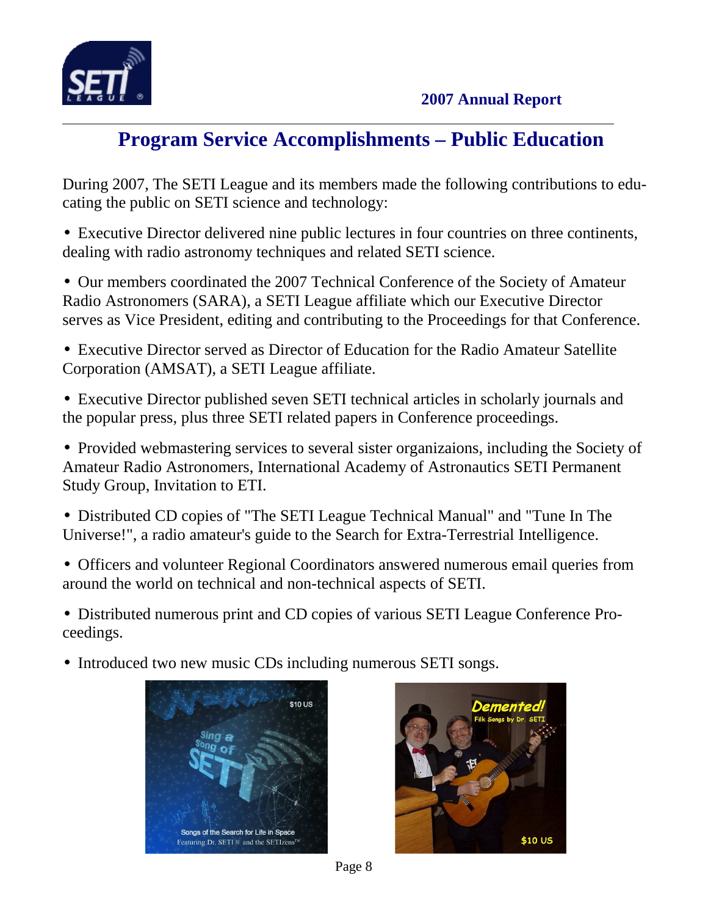# Program Service Accomplishments – Public Education

During 2007, The SETI League and its members made the following contributions to educating the public on SETI science and technology:

- Executive Director delivered nine public lectures in four countries on three continents, dealing with radio astronomy techniques and related SETI science.

- Our members coordinated the 2007 Technical Conference of the Society of Amateur Radio Astronomers (SARA), a SETI League affiliate which our Executive Director serves as Vice President, editing and contributing to the Proceedings for that Conference.

- Executive Director served as Director of Education for the Radio Amateur Satellite Corporation (AMSAT), a SETI League affiliate.

- Executive Director published seven SETI technical articles in scholarly journals and the popular press, plus three SETI related papers in Conference proceedings.

- Provided webmastering services to several sister organizaions, including the Society of Amateur Radio Astronomers, International Academy of Astronautics SETI Permanent Study Group, Invitation to ETI.

- Distributed CD copies of "The SETI League Technical Manual" and "Tune In The Universe!", a radio amateur's guide to the Search for Extra-Terrestrial Intelligence.

- Officers and volunteer Regional Coordinators answered numerous email queries from around the world on technical and non-technical aspects of SETI.

- Distributed numerous print and CD copies of various SETI League Conference Proceedings.

- Introduced two new music CDs including numerous SETI songs.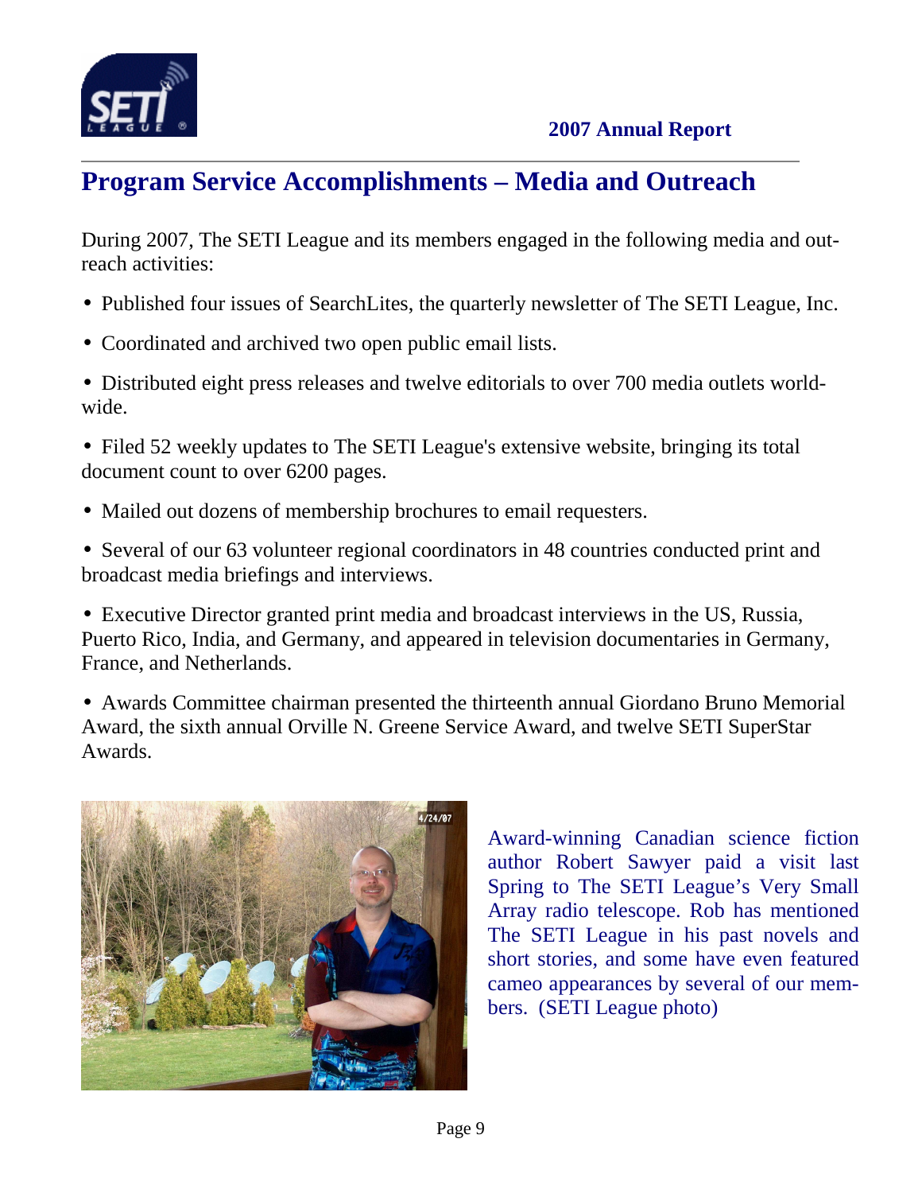## Program Service Accomplishments – Media and Outreach

During 2007, The SETI League and its members engaged in the following media and outreach activities:

- Published four issues of SearchLites, the quarterly newsletter of The SETI League, Inc.
- Coordinated and archived two open public email lists.
- Distributed eight press releases and twelve editorials to over 700 media outlets worldwide.
- Filed 52 weekly updates to The SETI League's extensive website, bringing its total document count to over 6200 pages.
- Mailed out dozens of membership brochures to email requesters.
- Several of our 63 volunteer regional coordinators in 48 countries conducted print and broadcast media briefings and interviews.
- Executive Director granted print media and broadcast interviews in the US, Russia, Puerto Rico, India, and Germany, and appeared in television documentaries in Germany, France, and Netherlands.
- Awards Committee chairman presented the thirteenth annual Giordano Bruno Memorial Award, the sixth annual Orville N. Greene Service Award, and twelve SETI SuperStar Awards.

Award-winning Canadian science fiction author Robert Sawyer paid a visit last Spring to The SETI League's Very Small Array radio telescope. Rob has mentioned The SETI League in his past novels and short stories, and some have even featured cameo appearances by several of our members. (SETI League photo)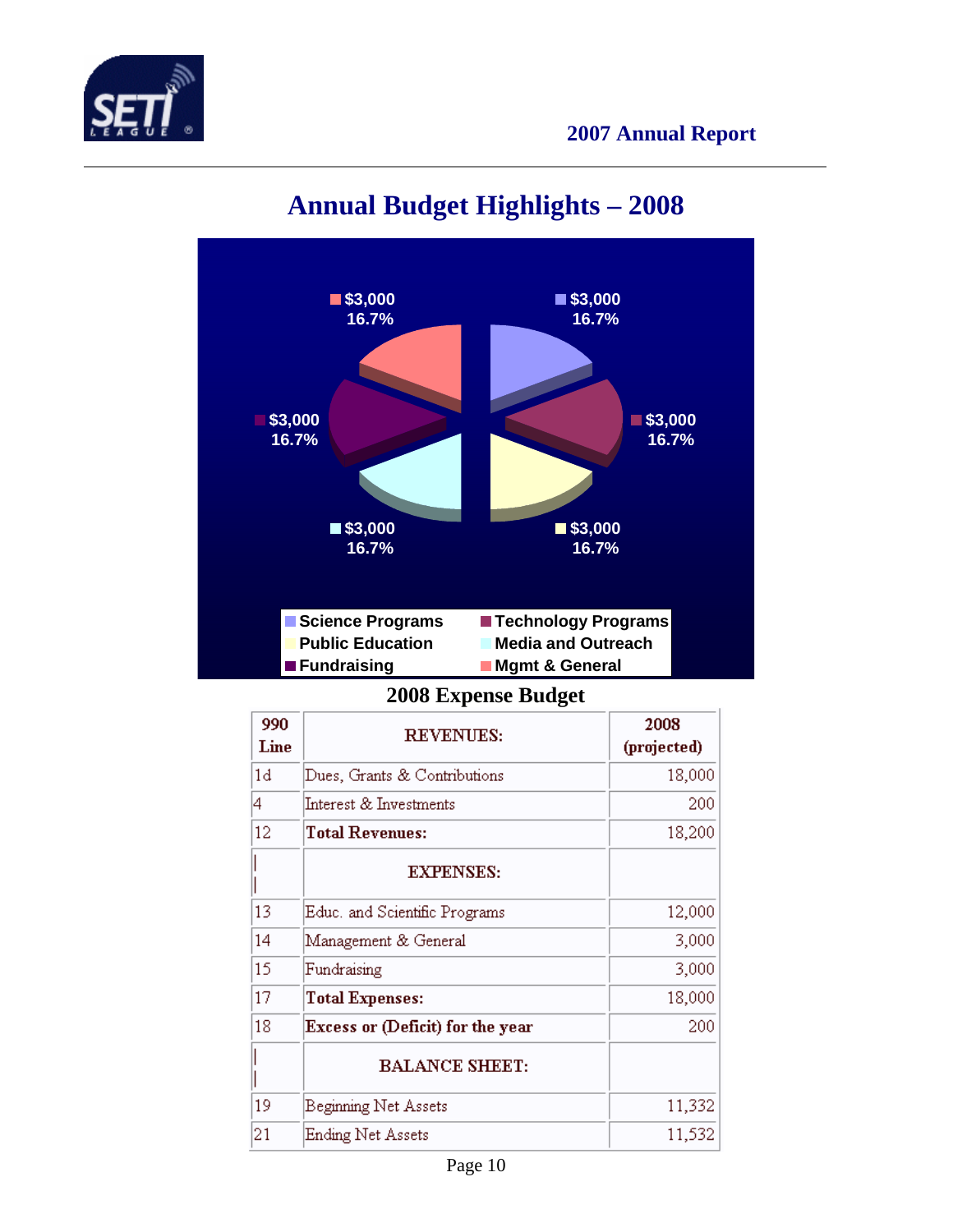# Annual Budget Highlights – 2008

$3,000 16.7%

$3,000 16.7%

$3,000 16.7%

$3,000 16.7%

$3,000 16.7%

$3,000 16.7%

Science Programs | Technology Programs | Public Education | Media and Outreach | Fundraising | Mgmt & General

**2008 Expense Budget**

| 990 Line | REVENUES: | 2008 (projected) |
|---|---|---|
| 1d | Dues, Grants & Contributions | 18,000 |
| 4 | Interest & Investments | 200 |
| 12 | **Total Revenues:** | 18,200 |
| | **EXPENSES:** | |
| 13 | Educ. and Scientific Programs | 12,000 |
| 14 | Management & General | 3,000 |
| 15 | Fundraising | 3,000 |
| 17 | **Total Expenses:** | 18,000 |
| 18 | **Excess or (Deficit) for the year** | 200 |
| | **BALANCE SHEET:** | |
| 19 | Beginning Net Assets | 11,332 |
| 21 | Ending Net Assets | 11,532 |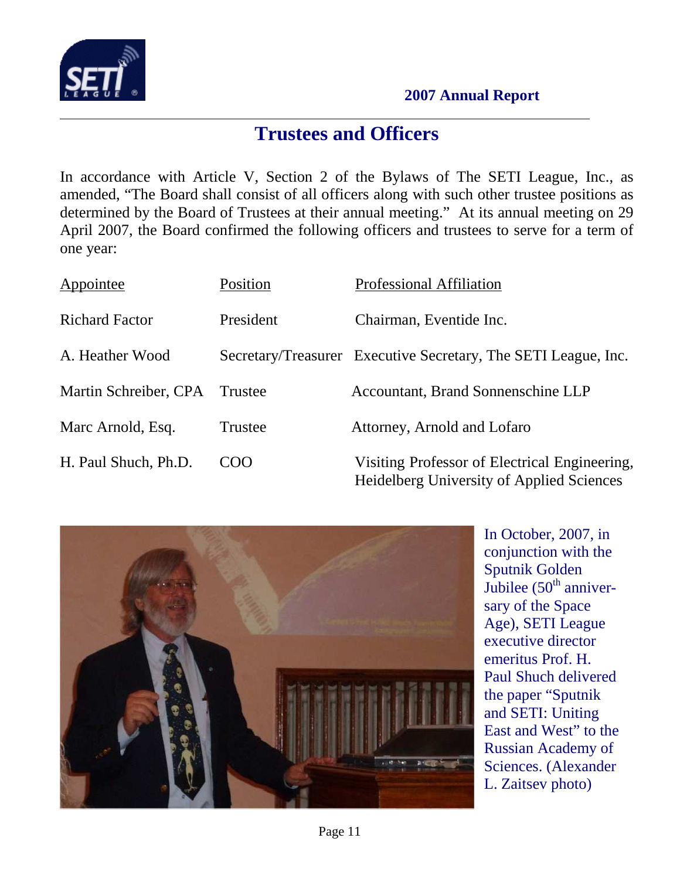# Trustees and Officers

In accordance with Article V, Section 2 of the Bylaws of The SETI League, Inc., as amended, "The Board shall consist of all officers along with such other trustee positions as determined by the Board of Trustees at their annual meeting." At its annual meeting on 29 April 2007, the Board confirmed the following officers and trustees to serve for a term of one year:

| Appointee | Position | Professional Affiliation |
|---|---|---|
| Richard Factor | President | Chairman, Eventide Inc. |
| A. Heather Wood | Secretary/Treasurer | Executive Secretary, The SETI League, Inc. |
| Martin Schreiber, CPA | Trustee | Accountant, Brand Sonnenschine LLP |
| Marc Arnold, Esq. | Trustee | Attorney, Arnold and Lofaro |
| H. Paul Shuch, Ph.D. | COO | Visiting Professor of Electrical Engineering, Heidelberg University of Applied Sciences |

In October, 2007, in conjunction with the Sputnik Golden Jubilee (50th anniversary of the Space Age), SETI League executive director emeritus Prof. H. Paul Shuch delivered the paper "Sputnik and SETI: Uniting East and West" to the Russian Academy of Sciences. (Alexander L. Zaitsev photo)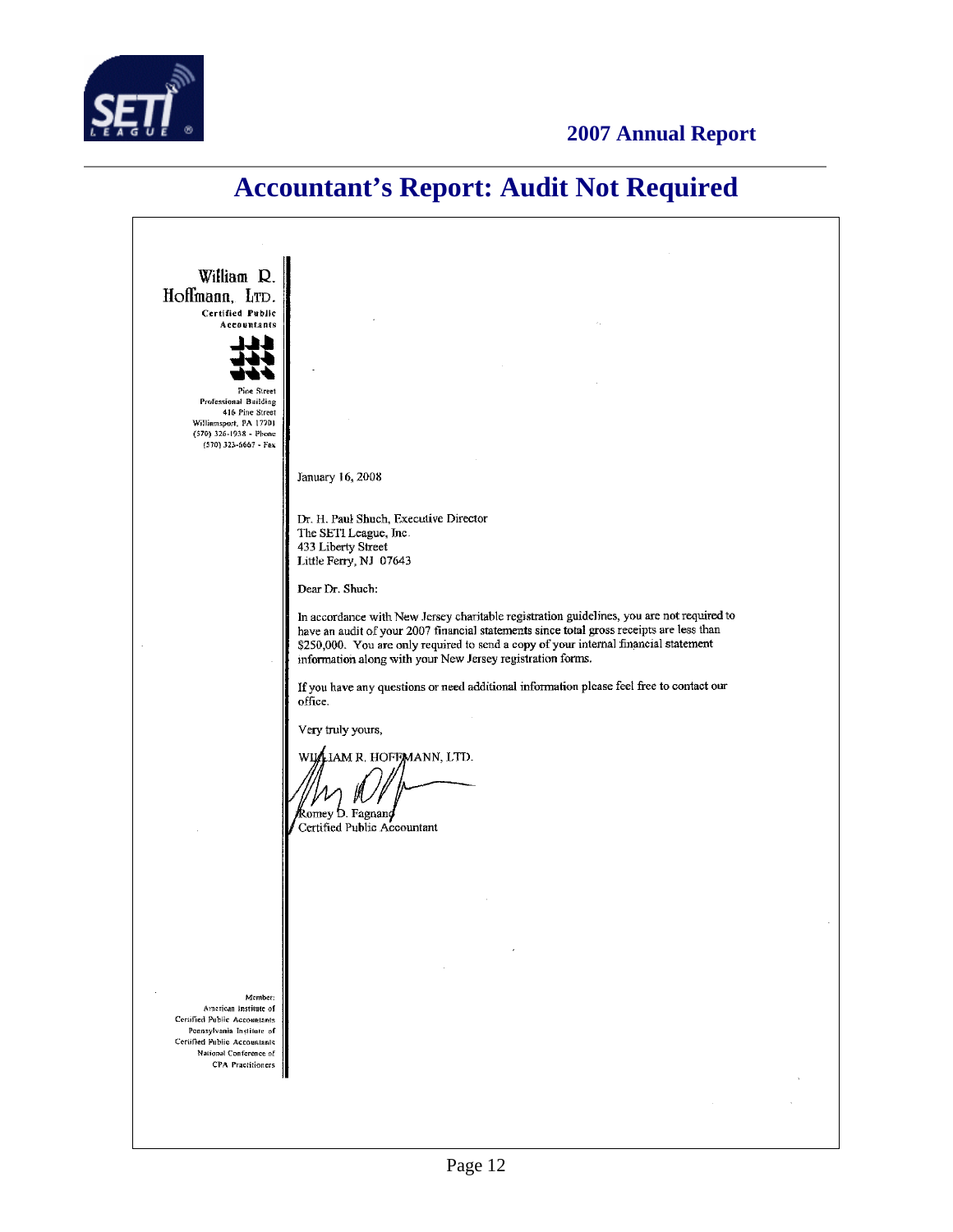# Accountant's Report: Audit Not Required

William R. Hoffmann, LTD.
Certified Public Accountants

Pine Street Professional Building
416 Pine Street
Williamsport, PA 17701
(570) 326-1938 - Phone
(570) 323-6667 - Fax

January 16, 2008

Dr. H. Paul Shuch, Executive Director
The SETI League, Inc.
433 Liberty Street
Little Ferry, NJ 07643

Dear Dr. Shuch:

In accordance with New Jersey charitable registration guidelines, you are not required to have an audit of your 2007 financial statements since total gross receipts are less than $250,000. You are only required to send a copy of your internal financial statement information along with your New Jersey registration forms.

If you have any questions or need additional information please feel free to contact our office.

Very truly yours,

WILLIAM R. HOFFMANN, LTD.

Romey D. Fagnano
Certified Public Accountant

Member:
American Institute of Certified Public Accountants
Pennsylvania Institute of Certified Public Accountants
National Conference of CPA Practitioners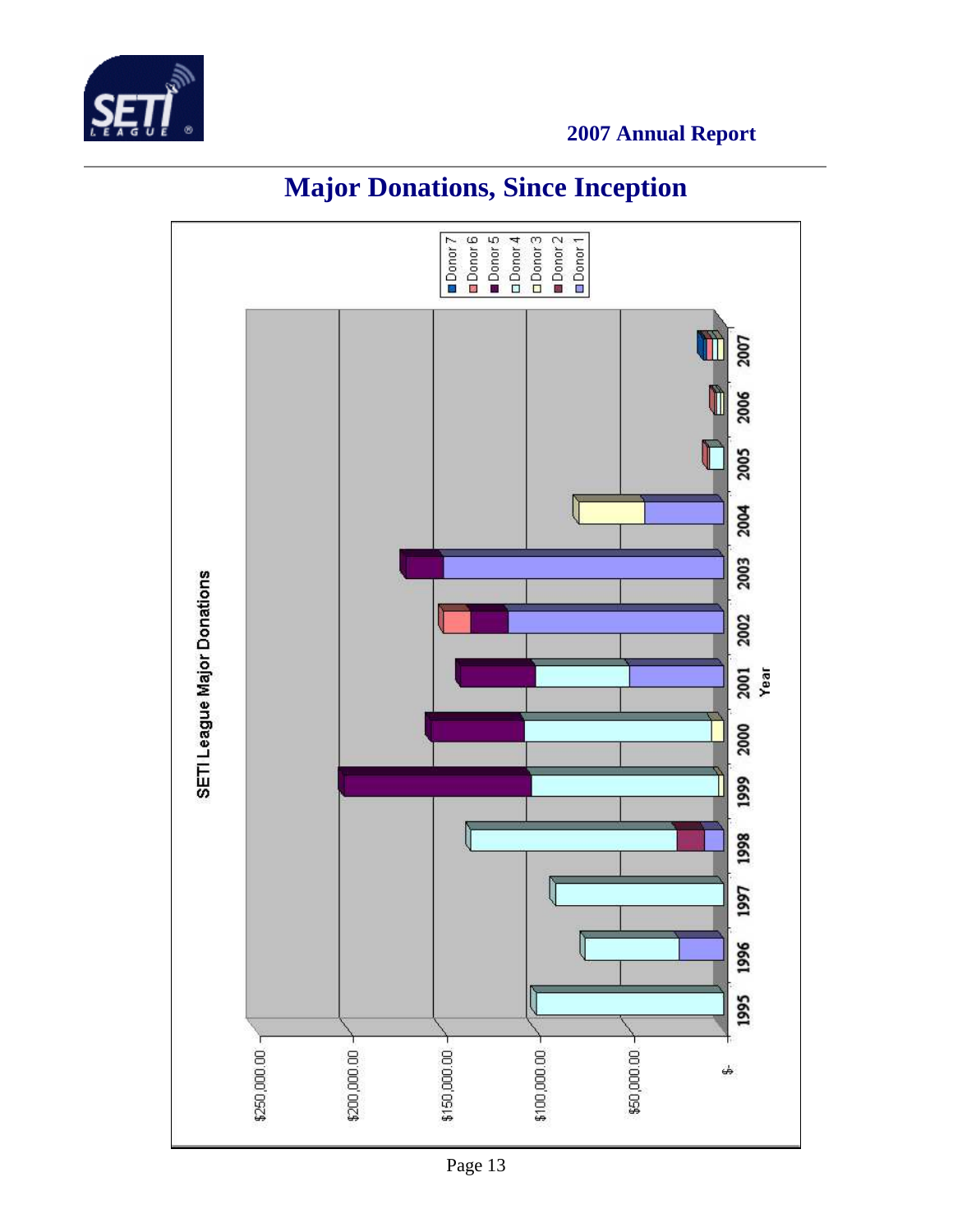# Major Donations, Since Inception

**SETI League Major Donations**

Legend: Donor 7, Donor 6, Donor 5, Donor 4, Donor 3, Donor 2, Donor 1

Y-axis: $-, $50,000.00, $100,000.00, $150,000.00, $200,000.00, $250,000.00

X-axis (Year): 1995, 1996, 1997, 1998, 1999, 2000, 2001, 2002, 2003, 2004, 2005, 2006, 2007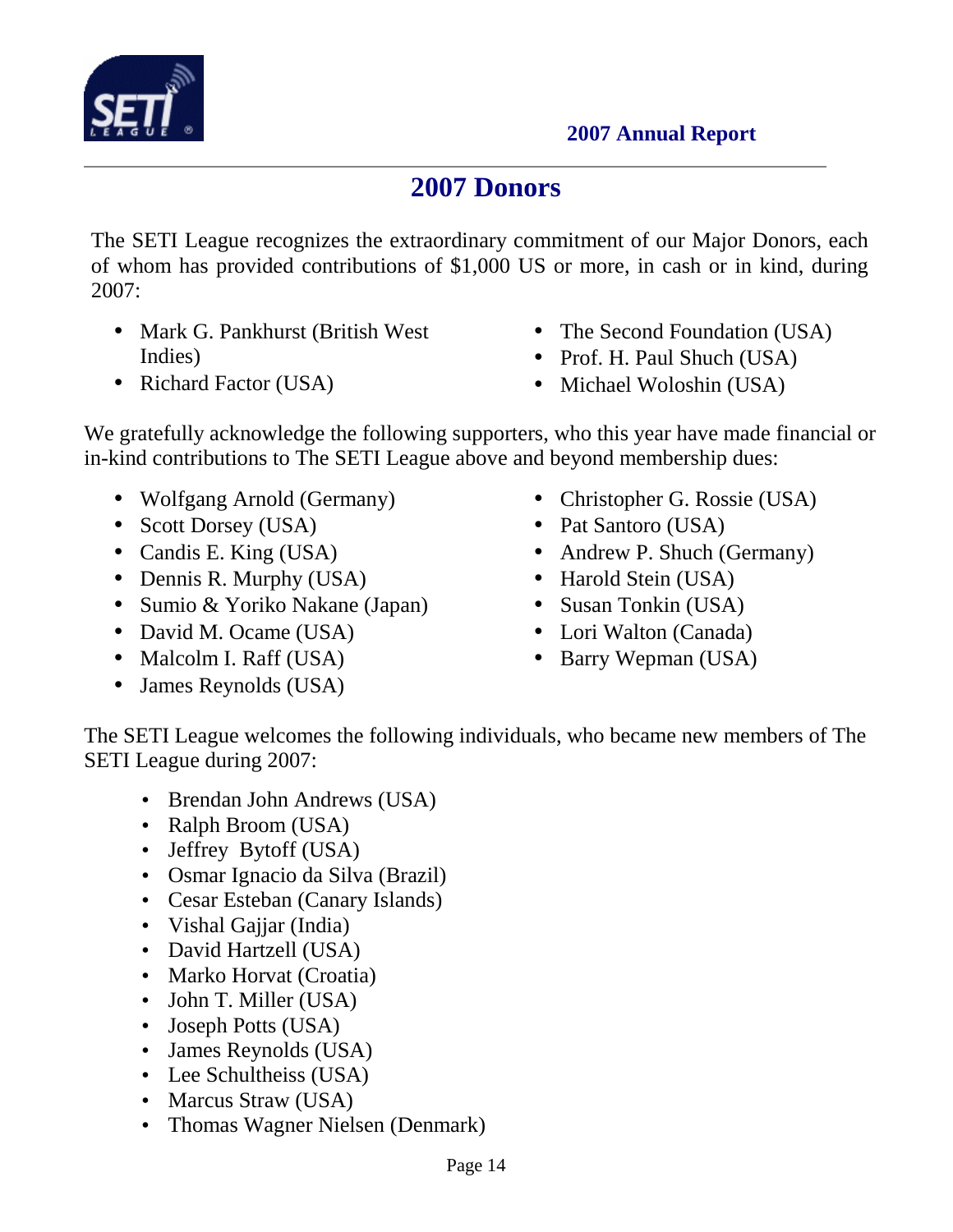## 2007 Donors

The SETI League recognizes the extraordinary commitment of our Major Donors, each of whom has provided contributions of $1,000 US or more, in cash or in kind, during 2007:

- Mark G. Pankhurst (British West Indies)
- Richard Factor (USA)
- The Second Foundation (USA)
- Prof. H. Paul Shuch (USA)
- Michael Woloshin (USA)

We gratefully acknowledge the following supporters, who this year have made financial or in-kind contributions to The SETI League above and beyond membership dues:

- Wolfgang Arnold (Germany)
- Scott Dorsey (USA)
- Candis E. King (USA)
- Dennis R. Murphy (USA)
- Sumio & Yoriko Nakane (Japan)
- David M. Ocame (USA)
- Malcolm I. Raff (USA)
- James Reynolds (USA)
- Christopher G. Rossie (USA)
- Pat Santoro (USA)
- Andrew P. Shuch (Germany)
- Harold Stein (USA)
- Susan Tonkin (USA)
- Lori Walton (Canada)
- Barry Wepman (USA)

The SETI League welcomes the following individuals, who became new members of The SETI League during 2007:

- Brendan John Andrews (USA)
- Ralph Broom (USA)
- Jeffrey Bytoff (USA)
- Osmar Ignacio da Silva (Brazil)
- Cesar Esteban (Canary Islands)
- Vishal Gajjar (India)
- David Hartzell (USA)
- Marko Horvat (Croatia)
- John T. Miller (USA)
- Joseph Potts (USA)
- James Reynolds (USA)
- Lee Schultheiss (USA)
- Marcus Straw (USA)
- Thomas Wagner Nielsen (Denmark)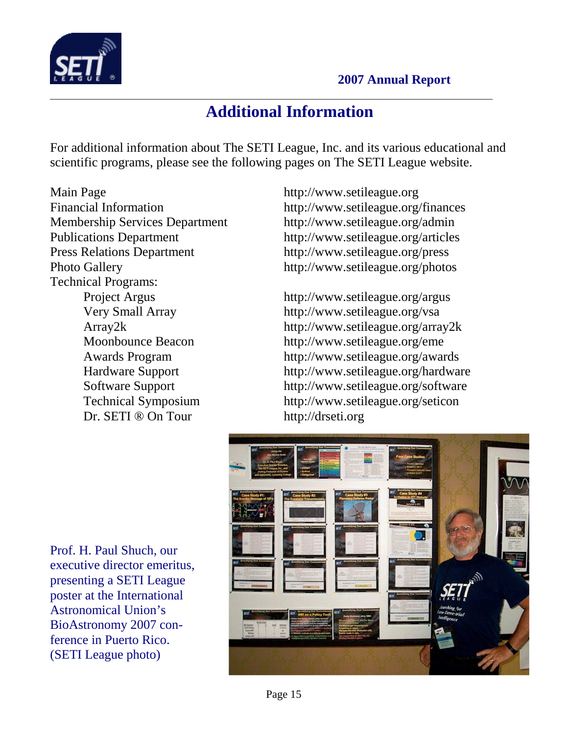# Additional Information

For additional information about The SETI League, Inc. and its various educational and scientific programs, please see the following pages on The SETI League website.

| | |
|---|---|
| Main Page | http://www.setileague.org |
| Financial Information | http://www.setileague.org/finances |
| Membership Services Department | http://www.setileague.org/admin |
| Publications Department | http://www.setileague.org/articles |
| Press Relations Department | http://www.setileague.org/press |
| Photo Gallery | http://www.setileague.org/photos |
| Technical Programs: | |
| Project Argus | http://www.setileague.org/argus |
| Very Small Array | http://www.setileague.org/vsa |
| Array2k | http://www.setileague.org/array2k |
| Moonbounce Beacon | http://www.setileague.org/eme |
| Awards Program | http://www.setileague.org/awards |
| Hardware Support | http://www.setileague.org/hardware |
| Software Support | http://www.setileague.org/software |
| Technical Symposium | http://www.setileague.org/seticon |
| Dr. SETI ® On Tour | http://drseti.org |

Prof. H. Paul Shuch, our executive director emeritus, presenting a SETI League poster at the International Astronomical Union's BioAstronomy 2007 conference in Puerto Rico. (SETI League photo)